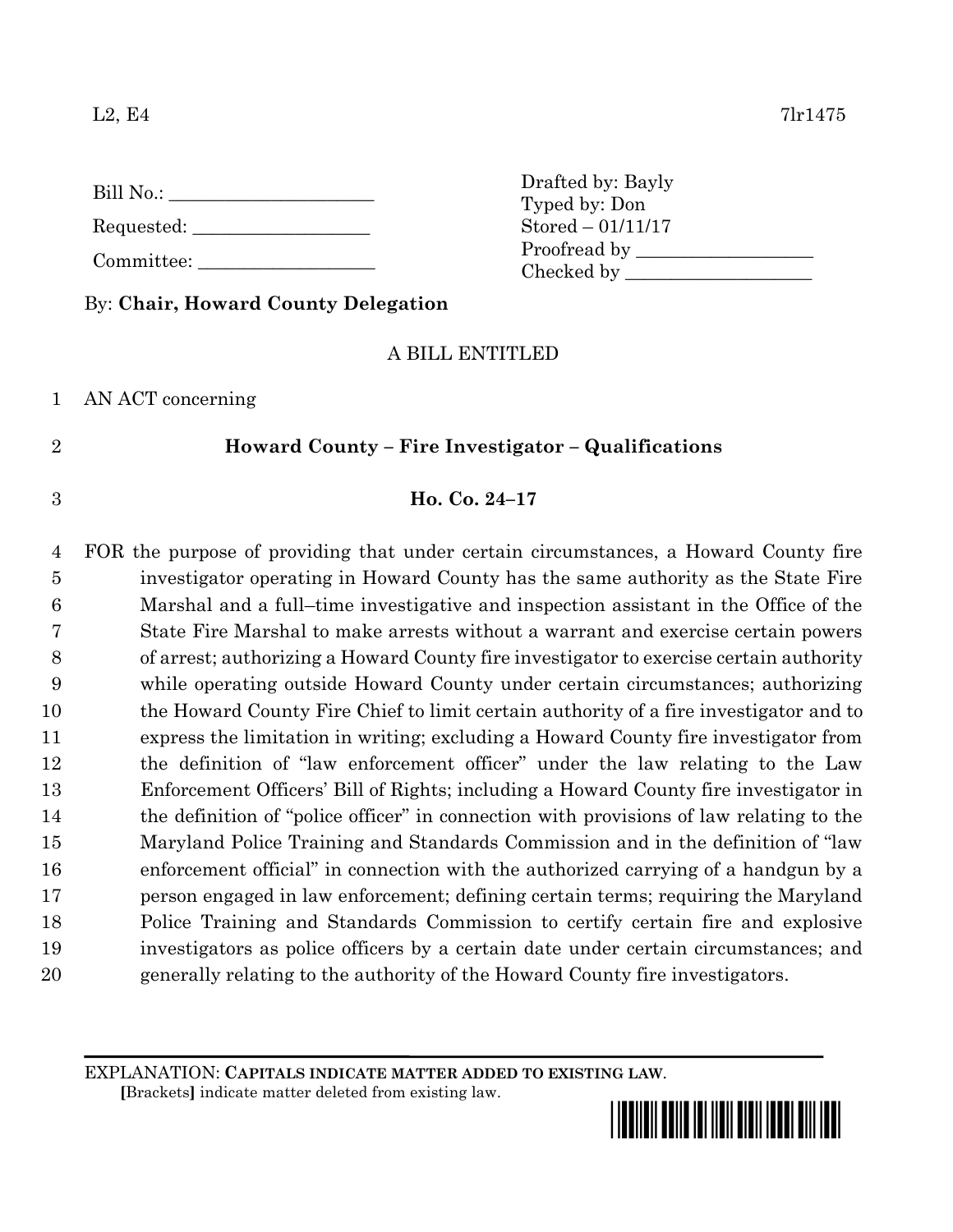L2, E4 7lr1475

Bill No.: ____________________

Requested: ____________________

Committee: ____________________

Drafted by: Bayly
Typed by: Don
Stored – 01/11/17
Proofread by ____________________
Checked by ____________________

By: **Chair, Howard County Delegation**

A BILL ENTITLED

AN ACT concerning

**Howard County – Fire Investigator – Qualifications**

**Ho. Co. 24–17**

FOR the purpose of providing that under certain circumstances, a Howard County fire investigator operating in Howard County has the same authority as the State Fire Marshal and a full–time investigative and inspection assistant in the Office of the State Fire Marshal to make arrests without a warrant and exercise certain powers of arrest; authorizing a Howard County fire investigator to exercise certain authority while operating outside Howard County under certain circumstances; authorizing the Howard County Fire Chief to limit certain authority of a fire investigator and to express the limitation in writing; excluding a Howard County fire investigator from the definition of "law enforcement officer" under the law relating to the Law Enforcement Officers' Bill of Rights; including a Howard County fire investigator in the definition of "police officer" in connection with provisions of law relating to the Maryland Police Training and Standards Commission and in the definition of "law enforcement official" in connection with the authorized carrying of a handgun by a person engaged in law enforcement; defining certain terms; requiring the Maryland Police Training and Standards Commission to certify certain fire and explosive investigators as police officers by a certain date under certain circumstances; and generally relating to the authority of the Howard County fire investigators.

EXPLANATION: **CAPITALS INDICATE MATTER ADDED TO EXISTING LAW**.
**[**Brackets**]** indicate matter deleted from existing law.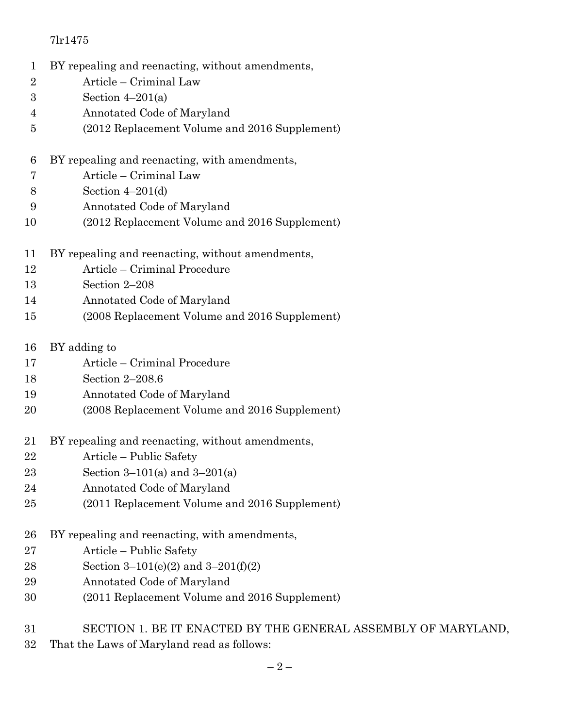BY repealing and reenacting, without amendments,
Article – Criminal Law
Section 4–201(a)
Annotated Code of Maryland
(2012 Replacement Volume and 2016 Supplement)

BY repealing and reenacting, with amendments,
Article – Criminal Law
Section 4–201(d)
Annotated Code of Maryland
(2012 Replacement Volume and 2016 Supplement)

BY repealing and reenacting, without amendments,
Article – Criminal Procedure
Section 2–208
Annotated Code of Maryland
(2008 Replacement Volume and 2016 Supplement)

BY adding to
Article – Criminal Procedure
Section 2–208.6
Annotated Code of Maryland
(2008 Replacement Volume and 2016 Supplement)

BY repealing and reenacting, without amendments,
Article – Public Safety
Section 3–101(a) and 3–201(a)
Annotated Code of Maryland
(2011 Replacement Volume and 2016 Supplement)

BY repealing and reenacting, with amendments,
Article – Public Safety
Section 3–101(e)(2) and 3–201(f)(2)
Annotated Code of Maryland
(2011 Replacement Volume and 2016 Supplement)

SECTION 1. BE IT ENACTED BY THE GENERAL ASSEMBLY OF MARYLAND, That the Laws of Maryland read as follows: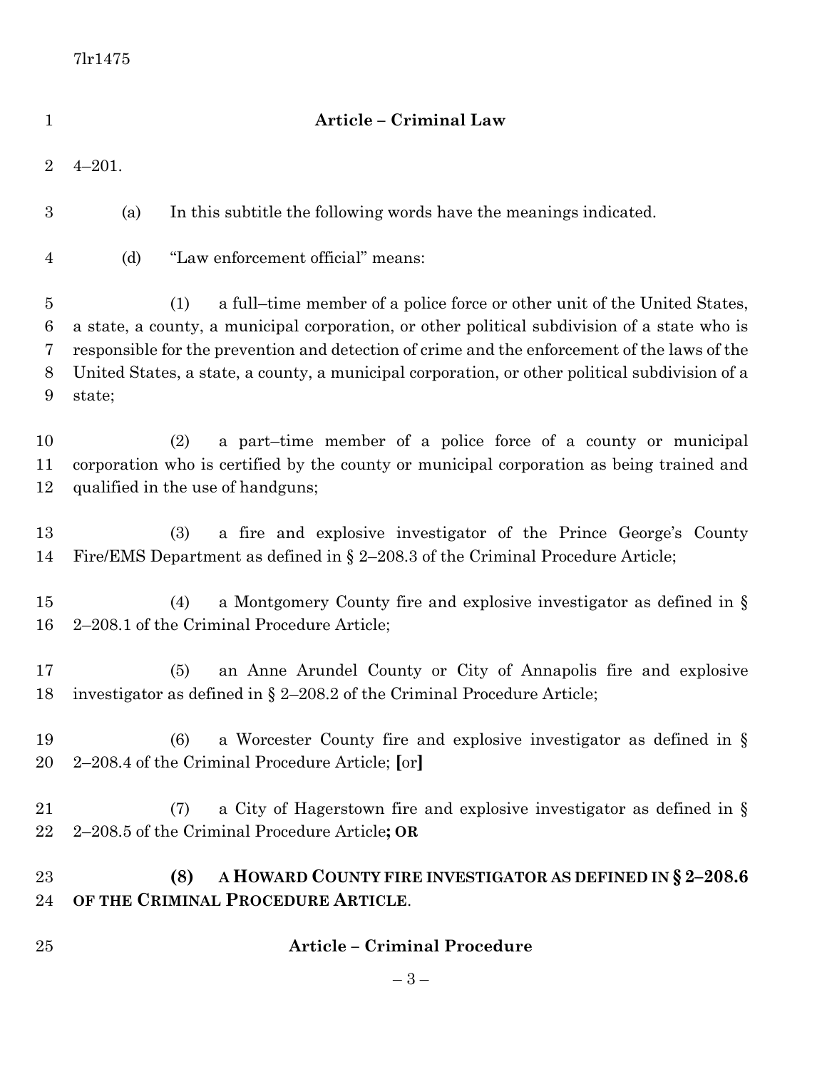7lr1475

## Article – Criminal Law

4–201.

(a) In this subtitle the following words have the meanings indicated.

(d) "Law enforcement official" means:

(1) a full–time member of a police force or other unit of the United States, a state, a county, a municipal corporation, or other political subdivision of a state who is responsible for the prevention and detection of crime and the enforcement of the laws of the United States, a state, a county, a municipal corporation, or other political subdivision of a state;

(2) a part–time member of a police force of a county or municipal corporation who is certified by the county or municipal corporation as being trained and qualified in the use of handguns;

(3) a fire and explosive investigator of the Prince George's County Fire/EMS Department as defined in § 2–208.3 of the Criminal Procedure Article;

(4) a Montgomery County fire and explosive investigator as defined in § 2–208.1 of the Criminal Procedure Article;

(5) an Anne Arundel County or City of Annapolis fire and explosive investigator as defined in § 2–208.2 of the Criminal Procedure Article;

(6) a Worcester County fire and explosive investigator as defined in § 2–208.4 of the Criminal Procedure Article; **[**or**]**

(7) a City of Hagerstown fire and explosive investigator as defined in § 2–208.5 of the Criminal Procedure Article**; OR**

**(8) A HOWARD COUNTY FIRE INVESTIGATOR AS DEFINED IN § 2–208.6 OF THE CRIMINAL PROCEDURE ARTICLE**.

## Article – Criminal Procedure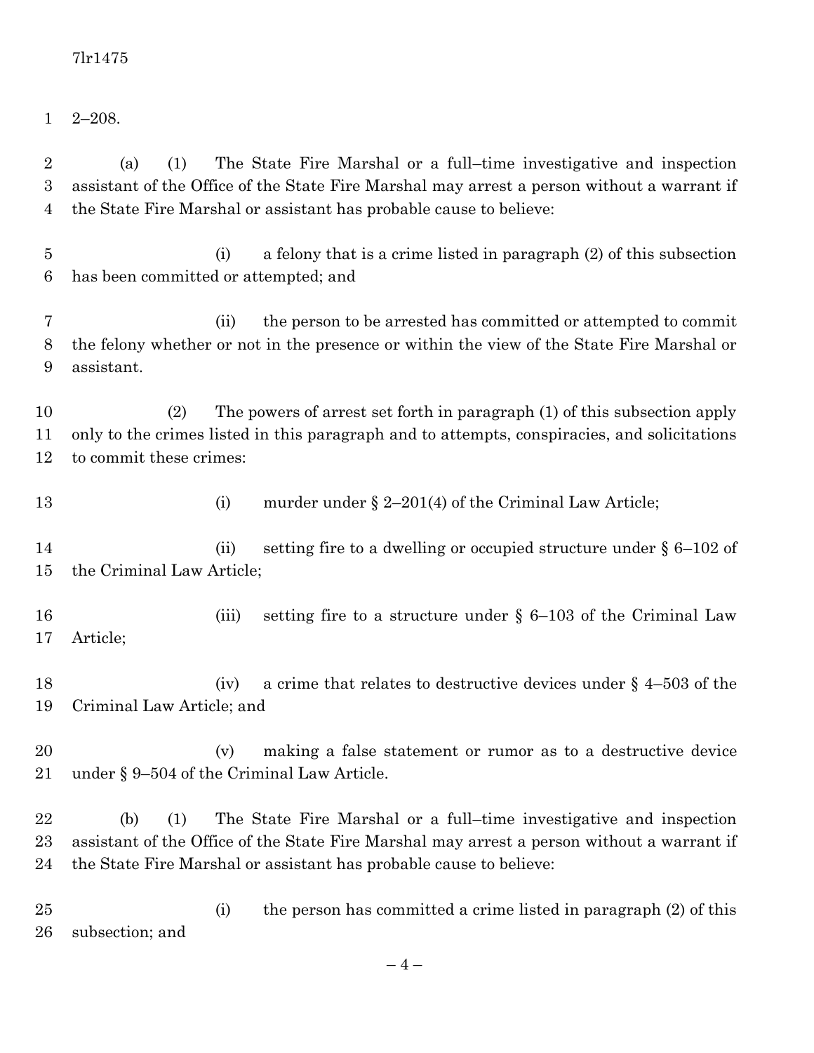2–208.

(a) (1) The State Fire Marshal or a full–time investigative and inspection assistant of the Office of the State Fire Marshal may arrest a person without a warrant if the State Fire Marshal or assistant has probable cause to believe:

(i) a felony that is a crime listed in paragraph (2) of this subsection has been committed or attempted; and

(ii) the person to be arrested has committed or attempted to commit the felony whether or not in the presence or within the view of the State Fire Marshal or assistant.

(2) The powers of arrest set forth in paragraph (1) of this subsection apply only to the crimes listed in this paragraph and to attempts, conspiracies, and solicitations to commit these crimes:

(i) murder under § 2–201(4) of the Criminal Law Article;

(ii) setting fire to a dwelling or occupied structure under § 6–102 of the Criminal Law Article;

(iii) setting fire to a structure under § 6–103 of the Criminal Law Article;

(iv) a crime that relates to destructive devices under § 4–503 of the Criminal Law Article; and

(v) making a false statement or rumor as to a destructive device under § 9–504 of the Criminal Law Article.

(b) (1) The State Fire Marshal or a full–time investigative and inspection assistant of the Office of the State Fire Marshal may arrest a person without a warrant if the State Fire Marshal or assistant has probable cause to believe:

(i) the person has committed a crime listed in paragraph (2) of this subsection; and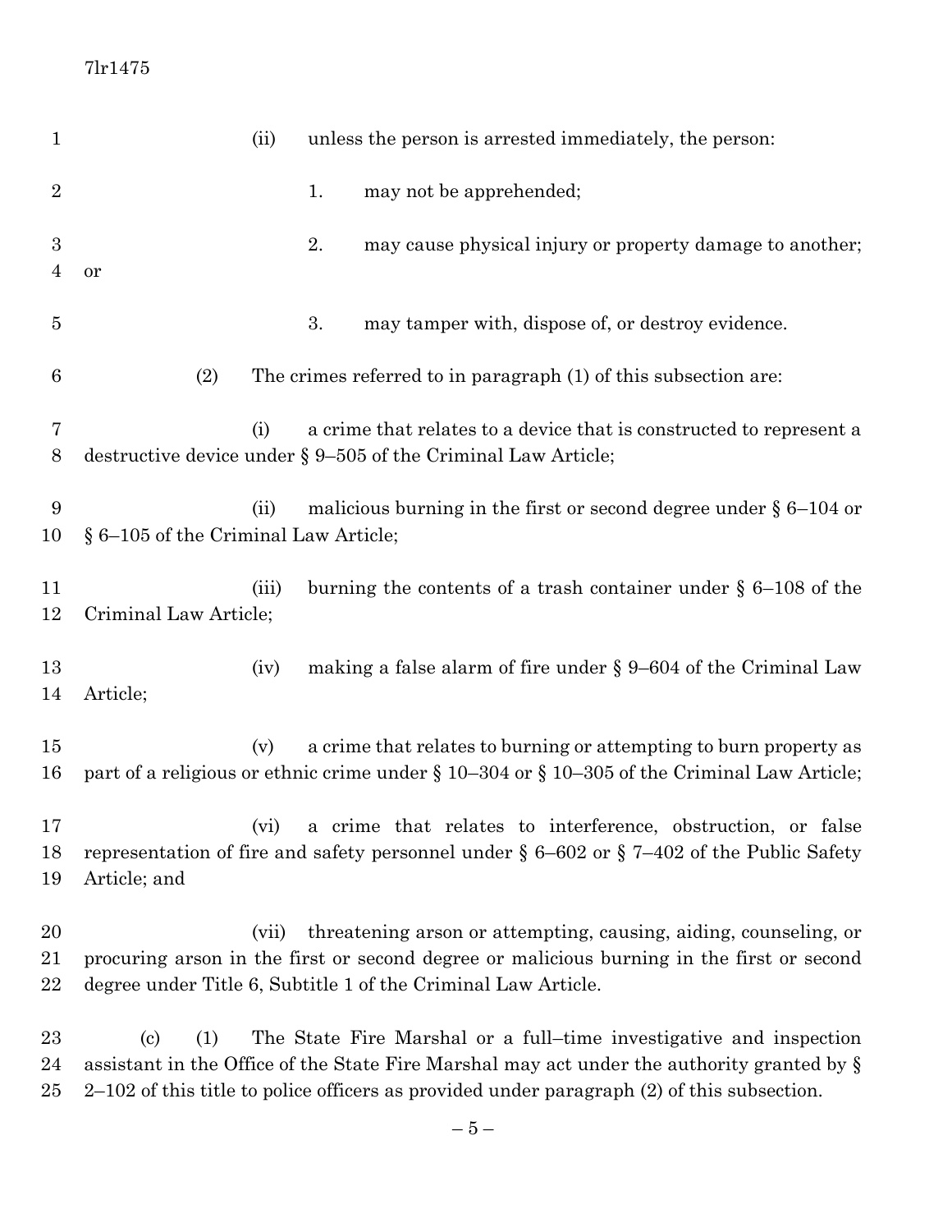(ii) unless the person is arrested immediately, the person:

1. may not be apprehended;

2. may cause physical injury or property damage to another; or

3. may tamper with, dispose of, or destroy evidence.

(2) The crimes referred to in paragraph (1) of this subsection are:

(i) a crime that relates to a device that is constructed to represent a destructive device under § 9–505 of the Criminal Law Article;

(ii) malicious burning in the first or second degree under § 6–104 or § 6–105 of the Criminal Law Article;

(iii) burning the contents of a trash container under § 6–108 of the Criminal Law Article;

(iv) making a false alarm of fire under § 9–604 of the Criminal Law Article;

(v) a crime that relates to burning or attempting to burn property as part of a religious or ethnic crime under § 10–304 or § 10–305 of the Criminal Law Article;

(vi) a crime that relates to interference, obstruction, or false representation of fire and safety personnel under § 6–602 or § 7–402 of the Public Safety Article; and

(vii) threatening arson or attempting, causing, aiding, counseling, or procuring arson in the first or second degree or malicious burning in the first or second degree under Title 6, Subtitle 1 of the Criminal Law Article.

(c) (1) The State Fire Marshal or a full–time investigative and inspection assistant in the Office of the State Fire Marshal may act under the authority granted by § 2–102 of this title to police officers as provided under paragraph (2) of this subsection.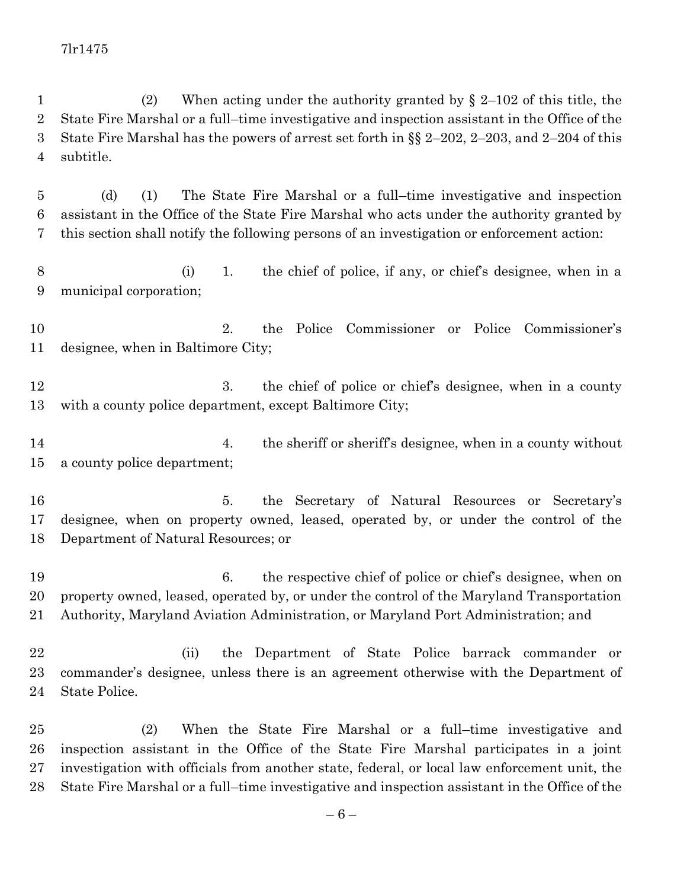(2) When acting under the authority granted by § 2–102 of this title, the State Fire Marshal or a full–time investigative and inspection assistant in the Office of the State Fire Marshal has the powers of arrest set forth in §§ 2–202, 2–203, and 2–204 of this subtitle.

(d) (1) The State Fire Marshal or a full–time investigative and inspection assistant in the Office of the State Fire Marshal who acts under the authority granted by this section shall notify the following persons of an investigation or enforcement action:

(i) 1. the chief of police, if any, or chief's designee, when in a municipal corporation;

2. the Police Commissioner or Police Commissioner's designee, when in Baltimore City;

3. the chief of police or chief's designee, when in a county with a county police department, except Baltimore City;

4. the sheriff or sheriff's designee, when in a county without a county police department;

5. the Secretary of Natural Resources or Secretary's designee, when on property owned, leased, operated by, or under the control of the Department of Natural Resources; or

6. the respective chief of police or chief's designee, when on property owned, leased, operated by, or under the control of the Maryland Transportation Authority, Maryland Aviation Administration, or Maryland Port Administration; and

(ii) the Department of State Police barrack commander or commander's designee, unless there is an agreement otherwise with the Department of State Police.

(2) When the State Fire Marshal or a full–time investigative and inspection assistant in the Office of the State Fire Marshal participates in a joint investigation with officials from another state, federal, or local law enforcement unit, the State Fire Marshal or a full–time investigative and inspection assistant in the Office of the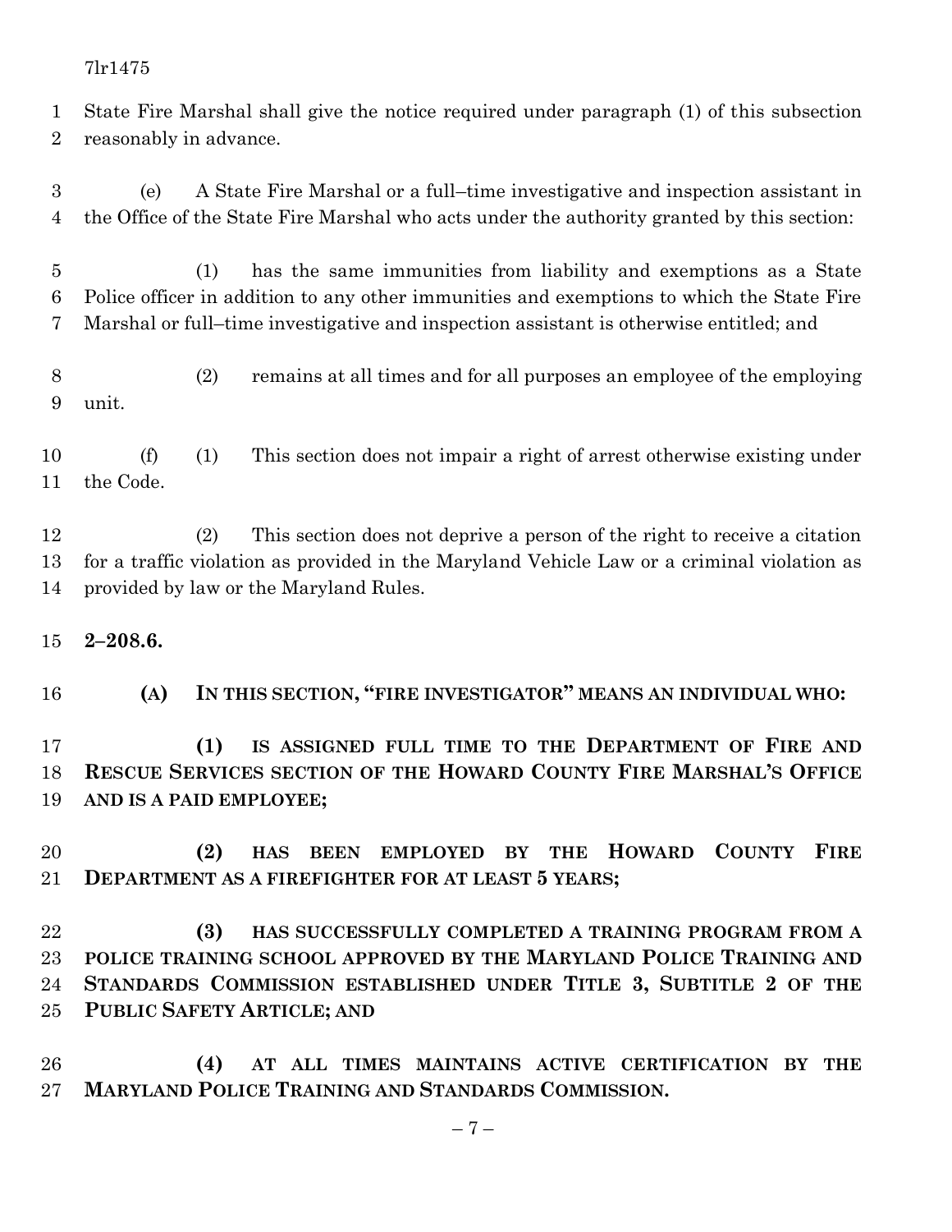State Fire Marshal shall give the notice required under paragraph (1) of this subsection reasonably in advance.

(e) A State Fire Marshal or a full–time investigative and inspection assistant in the Office of the State Fire Marshal who acts under the authority granted by this section:

(1) has the same immunities from liability and exemptions as a State Police officer in addition to any other immunities and exemptions to which the State Fire Marshal or full–time investigative and inspection assistant is otherwise entitled; and

(2) remains at all times and for all purposes an employee of the employing unit.

(f) (1) This section does not impair a right of arrest otherwise existing under the Code.

(2) This section does not deprive a person of the right to receive a citation for a traffic violation as provided in the Maryland Vehicle Law or a criminal violation as provided by law or the Maryland Rules.

**2–208.6.**

**(A) IN THIS SECTION, "FIRE INVESTIGATOR" MEANS AN INDIVIDUAL WHO:**

**(1) IS ASSIGNED FULL TIME TO THE DEPARTMENT OF FIRE AND RESCUE SERVICES SECTION OF THE HOWARD COUNTY FIRE MARSHAL'S OFFICE AND IS A PAID EMPLOYEE;**

**(2) HAS BEEN EMPLOYED BY THE HOWARD COUNTY FIRE DEPARTMENT AS A FIREFIGHTER FOR AT LEAST 5 YEARS;**

**(3) HAS SUCCESSFULLY COMPLETED A TRAINING PROGRAM FROM A POLICE TRAINING SCHOOL APPROVED BY THE MARYLAND POLICE TRAINING AND STANDARDS COMMISSION ESTABLISHED UNDER TITLE 3, SUBTITLE 2 OF THE PUBLIC SAFETY ARTICLE; AND**

**(4) AT ALL TIMES MAINTAINS ACTIVE CERTIFICATION BY THE MARYLAND POLICE TRAINING AND STANDARDS COMMISSION.**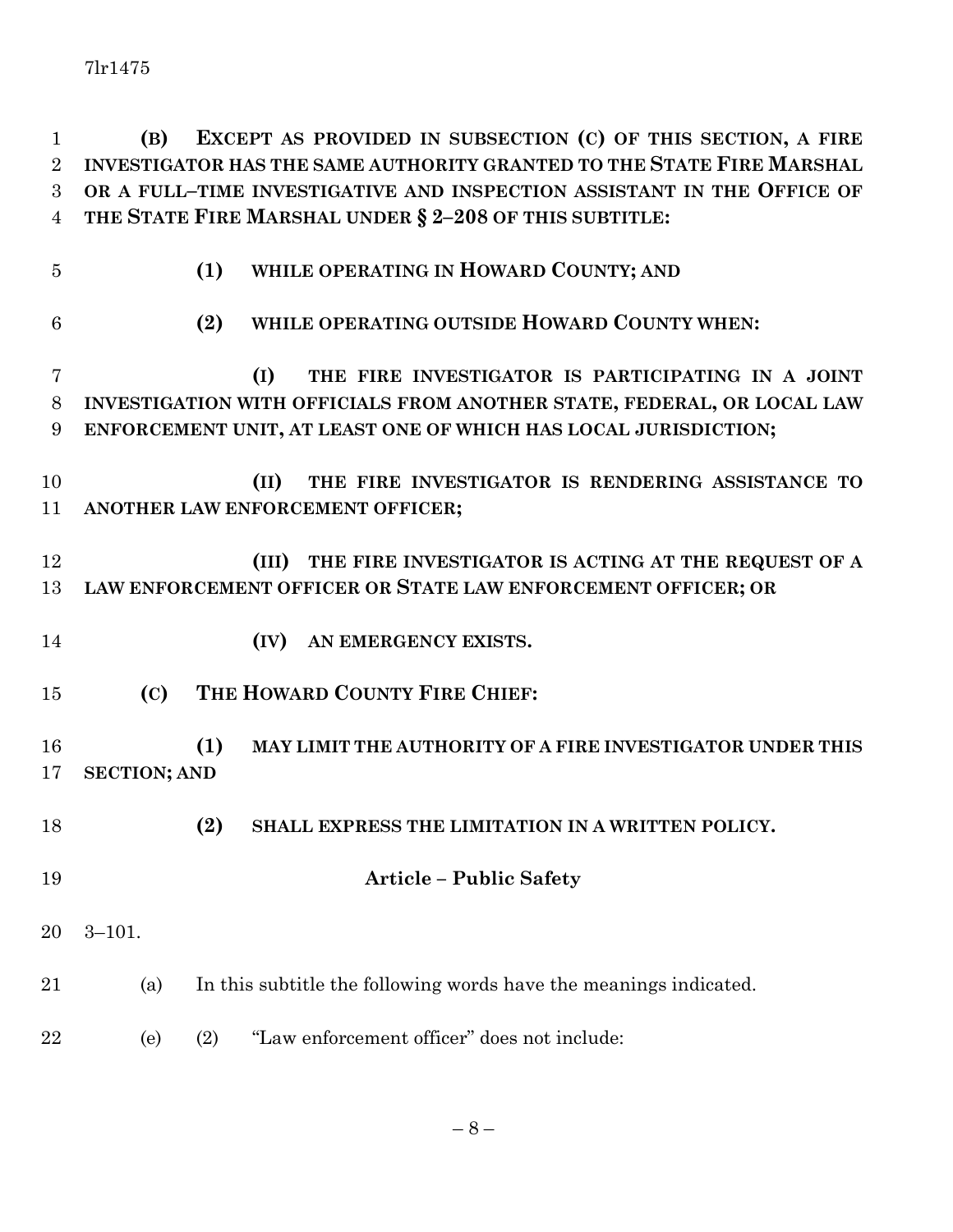**(B) EXCEPT AS PROVIDED IN SUBSECTION (C) OF THIS SECTION, A FIRE INVESTIGATOR HAS THE SAME AUTHORITY GRANTED TO THE STATE FIRE MARSHAL OR A FULL–TIME INVESTIGATIVE AND INSPECTION ASSISTANT IN THE OFFICE OF THE STATE FIRE MARSHAL UNDER § 2–208 OF THIS SUBTITLE:**

**(1) WHILE OPERATING IN HOWARD COUNTY; AND**

**(2) WHILE OPERATING OUTSIDE HOWARD COUNTY WHEN:**

**(I) THE FIRE INVESTIGATOR IS PARTICIPATING IN A JOINT INVESTIGATION WITH OFFICIALS FROM ANOTHER STATE, FEDERAL, OR LOCAL LAW ENFORCEMENT UNIT, AT LEAST ONE OF WHICH HAS LOCAL JURISDICTION;**

**(II) THE FIRE INVESTIGATOR IS RENDERING ASSISTANCE TO ANOTHER LAW ENFORCEMENT OFFICER;**

**(III) THE FIRE INVESTIGATOR IS ACTING AT THE REQUEST OF A LAW ENFORCEMENT OFFICER OR STATE LAW ENFORCEMENT OFFICER; OR**

**(IV) AN EMERGENCY EXISTS.**

**(C) THE HOWARD COUNTY FIRE CHIEF:**

**(1) MAY LIMIT THE AUTHORITY OF A FIRE INVESTIGATOR UNDER THIS SECTION; AND**

**(2) SHALL EXPRESS THE LIMITATION IN A WRITTEN POLICY.**

**Article – Public Safety**

3–101.

(a) In this subtitle the following words have the meanings indicated.

(e) (2) "Law enforcement officer" does not include: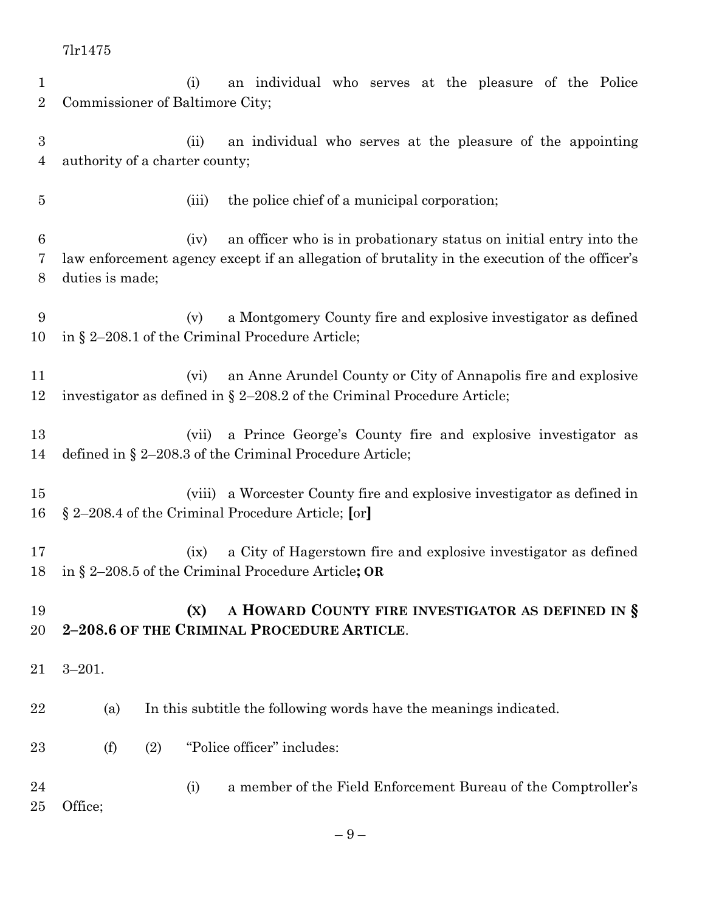(i) an individual who serves at the pleasure of the Police Commissioner of Baltimore City;

(ii) an individual who serves at the pleasure of the appointing authority of a charter county;

(iii) the police chief of a municipal corporation;

(iv) an officer who is in probationary status on initial entry into the law enforcement agency except if an allegation of brutality in the execution of the officer's duties is made;

(v) a Montgomery County fire and explosive investigator as defined in § 2–208.1 of the Criminal Procedure Article;

(vi) an Anne Arundel County or City of Annapolis fire and explosive investigator as defined in § 2–208.2 of the Criminal Procedure Article;

(vii) a Prince George's County fire and explosive investigator as defined in § 2–208.3 of the Criminal Procedure Article;

(viii) a Worcester County fire and explosive investigator as defined in § 2–208.4 of the Criminal Procedure Article; [or]

(ix) a City of Hagerstown fire and explosive investigator as defined in § 2–208.5 of the Criminal Procedure Article**; OR**

**(X) A HOWARD COUNTY FIRE INVESTIGATOR AS DEFINED IN § 2–208.6 OF THE CRIMINAL PROCEDURE ARTICLE**.

3–201.

(a) In this subtitle the following words have the meanings indicated.

(f) (2) "Police officer" includes:

(i) a member of the Field Enforcement Bureau of the Comptroller's Office;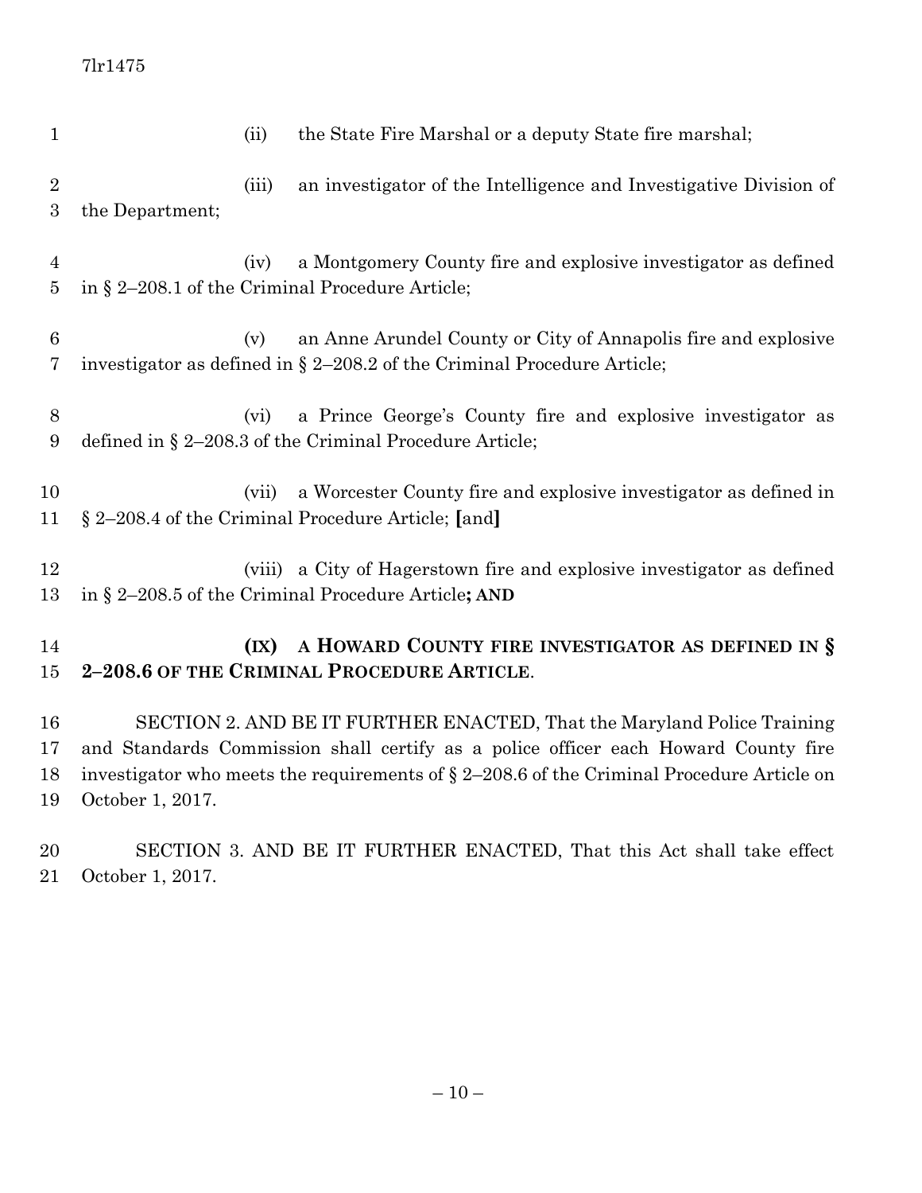(ii) the State Fire Marshal or a deputy State fire marshal;

(iii) an investigator of the Intelligence and Investigative Division of the Department;

(iv) a Montgomery County fire and explosive investigator as defined in § 2–208.1 of the Criminal Procedure Article;

(v) an Anne Arundel County or City of Annapolis fire and explosive investigator as defined in § 2–208.2 of the Criminal Procedure Article;

(vi) a Prince George's County fire and explosive investigator as defined in § 2–208.3 of the Criminal Procedure Article;

(vii) a Worcester County fire and explosive investigator as defined in § 2–208.4 of the Criminal Procedure Article; **[**and**]**

(viii) a City of Hagerstown fire and explosive investigator as defined in § 2–208.5 of the Criminal Procedure Article**; AND**

**(IX) A HOWARD COUNTY FIRE INVESTIGATOR AS DEFINED IN § 2–208.6 OF THE CRIMINAL PROCEDURE ARTICLE**.

SECTION 2. AND BE IT FURTHER ENACTED, That the Maryland Police Training and Standards Commission shall certify as a police officer each Howard County fire investigator who meets the requirements of § 2–208.6 of the Criminal Procedure Article on October 1, 2017.

SECTION 3. AND BE IT FURTHER ENACTED, That this Act shall take effect October 1, 2017.